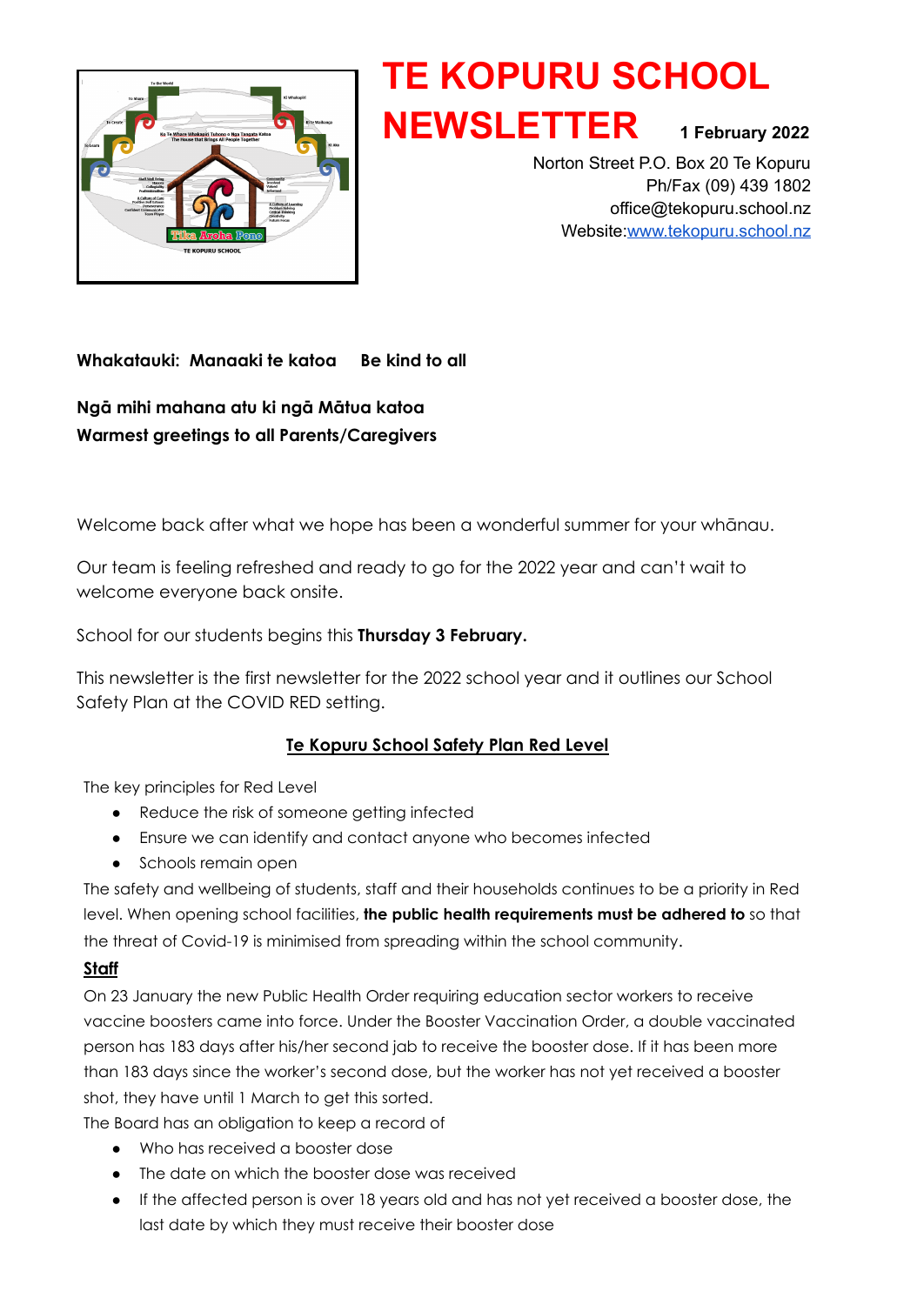# TE KOPURU SCHOOL NEWSLETTER

**1 February 2022**

Norton Street P.O. Box 20 Te Kopuru
Ph/Fax (09) 439 1802
office@tekopuru.school.nz
Website:[www.tekopuru.school.nz](www.tekopuru.school.nz)

**Whakatauki: Manaaki te katoa    Be kind to all**

**Ngā mihi mahana atu ki ngā Mātua katoa**
**Warmest greetings to all Parents/Caregivers**

Welcome back after what we hope has been a wonderful summer for your whānau.

Our team is feeling refreshed and ready to go for the 2022 year and can't wait to welcome everyone back onsite.

School for our students begins this **Thursday 3 February.**

This newsletter is the first newsletter for the 2022 school year and it outlines our School Safety Plan at the COVID RED setting.

## Te Kopuru School Safety Plan Red Level

The key principles for Red Level

- Reduce the risk of someone getting infected
- Ensure we can identify and contact anyone who becomes infected
- Schools remain open

The safety and wellbeing of students, staff and their households continues to be a priority in Red level. When opening school facilities, **the public health requirements must be adhered to** so that the threat of Covid-19 is minimised from spreading within the school community.

### Staff

On 23 January the new Public Health Order requiring education sector workers to receive vaccine boosters came into force. Under the Booster Vaccination Order, a double vaccinated person has 183 days after his/her second jab to receive the booster dose. If it has been more than 183 days since the worker's second dose, but the worker has not yet received a booster shot, they have until 1 March to get this sorted.

The Board has an obligation to keep a record of

- Who has received a booster dose
- The date on which the booster dose was received
- If the affected person is over 18 years old and has not yet received a booster dose, the last date by which they must receive their booster dose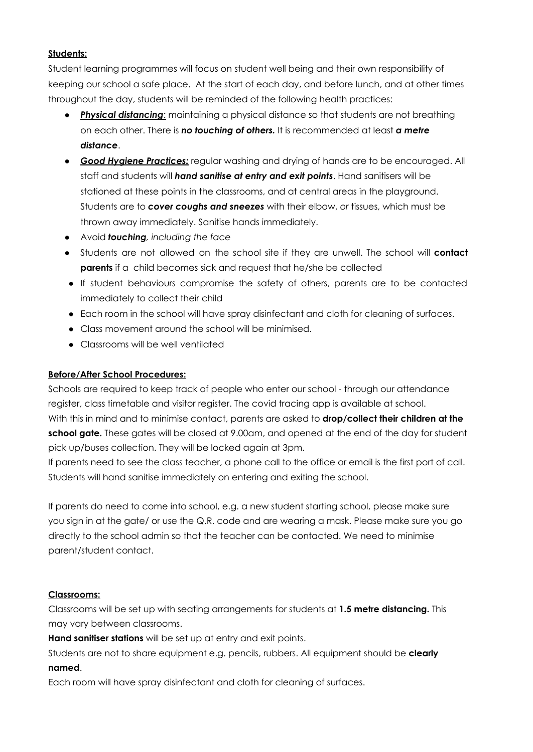**Students:**

Student learning programmes will focus on student well being and their own responsibility of keeping our school a safe place. At the start of each day, and before lunch, and at other times throughout the day, students will be reminded of the following health practices:

- ***Physical distancing***: maintaining a physical distance so that students are not breathing on each other. There is ***no touching of others.*** It is recommended at least ***a metre distance***.
- ***Good Hygiene Practices:*** regular washing and drying of hands are to be encouraged. All staff and students will ***hand sanitise at entry and exit points***. Hand sanitisers will be stationed at these points in the classrooms, and at central areas in the playground. Students are to ***cover coughs and sneezes*** with their elbow, or tissues, which must be thrown away immediately. Sanitise hands immediately.
- Avoid ***touching****, including the face*
- Students are not allowed on the school site if they are unwell. The school will **contact parents** if a child becomes sick and request that he/she be collected
- If student behaviours compromise the safety of others, parents are to be contacted immediately to collect their child
- Each room in the school will have spray disinfectant and cloth for cleaning of surfaces.
- Class movement around the school will be minimised.
- Classrooms will be well ventilated

**Before/After School Procedures:**

Schools are required to keep track of people who enter our school - through our attendance register, class timetable and visitor register. The covid tracing app is available at school.
With this in mind and to minimise contact, parents are asked to **drop/collect their children at the school gate.** These gates will be closed at 9.00am, and opened at the end of the day for student pick up/buses collection. They will be locked again at 3pm.
If parents need to see the class teacher, a phone call to the office or email is the first port of call.
Students will hand sanitise immediately on entering and exiting the school.

If parents do need to come into school, e.g. a new student starting school, please make sure you sign in at the gate/ or use the Q.R. code and are wearing a mask. Please make sure you go directly to the school admin so that the teacher can be contacted. We need to minimise parent/student contact.

**Classrooms:**

Classrooms will be set up with seating arrangements for students at **1.5 metre distancing.** This may vary between classrooms.

**Hand sanitiser stations** will be set up at entry and exit points.

Students are not to share equipment e.g. pencils, rubbers. All equipment should be **clearly named**.

Each room will have spray disinfectant and cloth for cleaning of surfaces.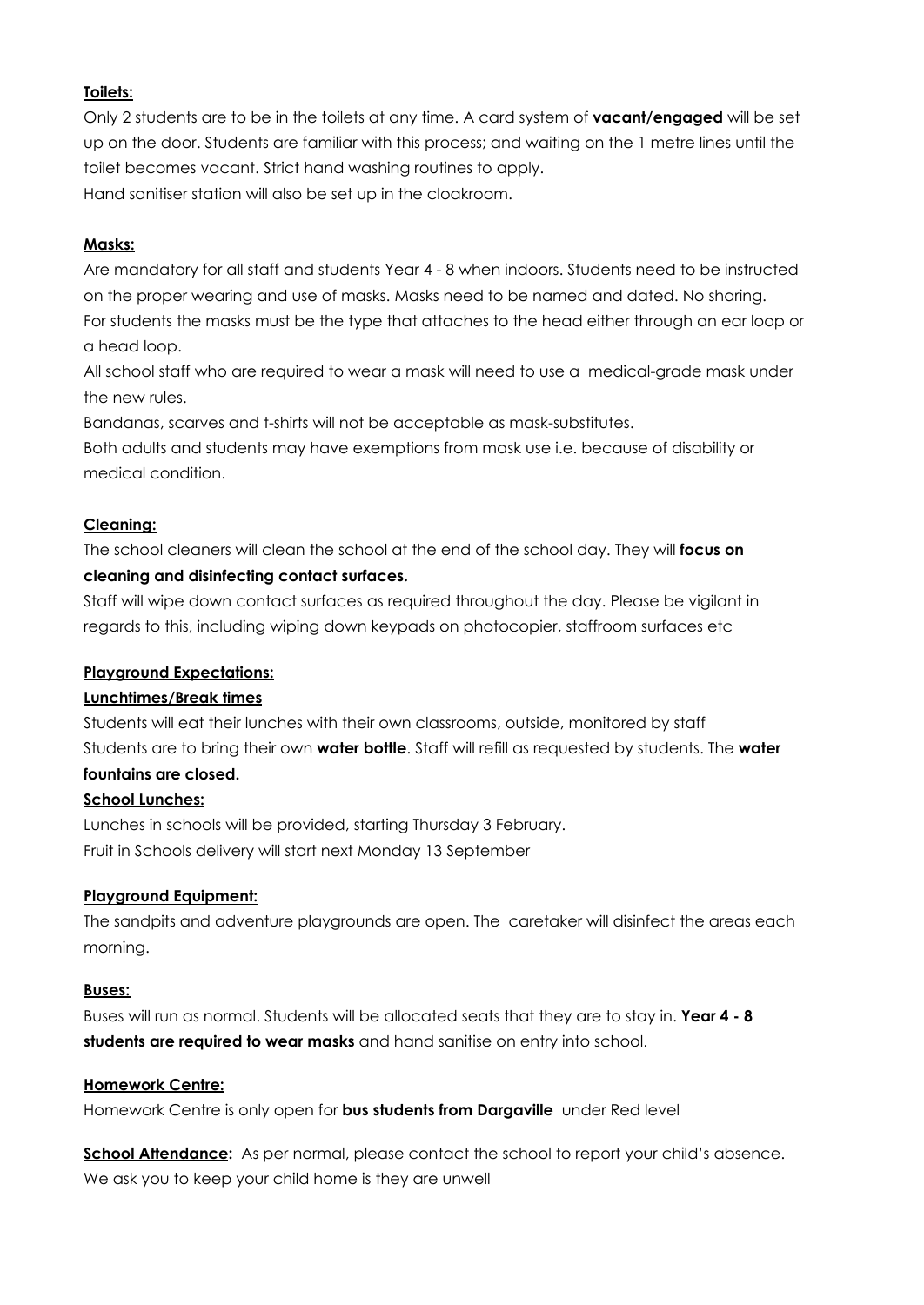**Toilets:**

Only 2 students are to be in the toilets at any time. A card system of **vacant/engaged** will be set up on the door. Students are familiar with this process; and waiting on the 1 metre lines until the toilet becomes vacant. Strict hand washing routines to apply.
Hand sanitiser station will also be set up in the cloakroom.

**Masks:**

Are mandatory for all staff and students Year 4 - 8 when indoors. Students need to be instructed on the proper wearing and use of masks. Masks need to be named and dated. No sharing.
For students the masks must be the type that attaches to the head either through an ear loop or a head loop.
All school staff who are required to wear a mask will need to use a medical-grade mask under the new rules.
Bandanas, scarves and t-shirts will not be acceptable as mask-substitutes.
Both adults and students may have exemptions from mask use i.e. because of disability or medical condition.

**Cleaning:**

The school cleaners will clean the school at the end of the school day. They will **focus on cleaning and disinfecting contact surfaces.**
Staff will wipe down contact surfaces as required throughout the day. Please be vigilant in regards to this, including wiping down keypads on photocopier, staffroom surfaces etc

**Playground Expectations:**

**Lunchtimes/Break times**

Students will eat their lunches with their own classrooms, outside, monitored by staff
Students are to bring their own **water bottle**. Staff will refill as requested by students. The **water fountains are closed.**

**School Lunches:**

Lunches in schools will be provided, starting Thursday 3 February.
Fruit in Schools delivery will start next Monday 13 September

**Playground Equipment:**

The sandpits and adventure playgrounds are open. The caretaker will disinfect the areas each morning.

**Buses:**

Buses will run as normal. Students will be allocated seats that they are to stay in. **Year 4 - 8 students are required to wear masks** and hand sanitise on entry into school.

**Homework Centre:**

Homework Centre is only open for **bus students from Dargaville** under Red level

**School Attendance:** As per normal, please contact the school to report your child's absence.
We ask you to keep your child home is they are unwell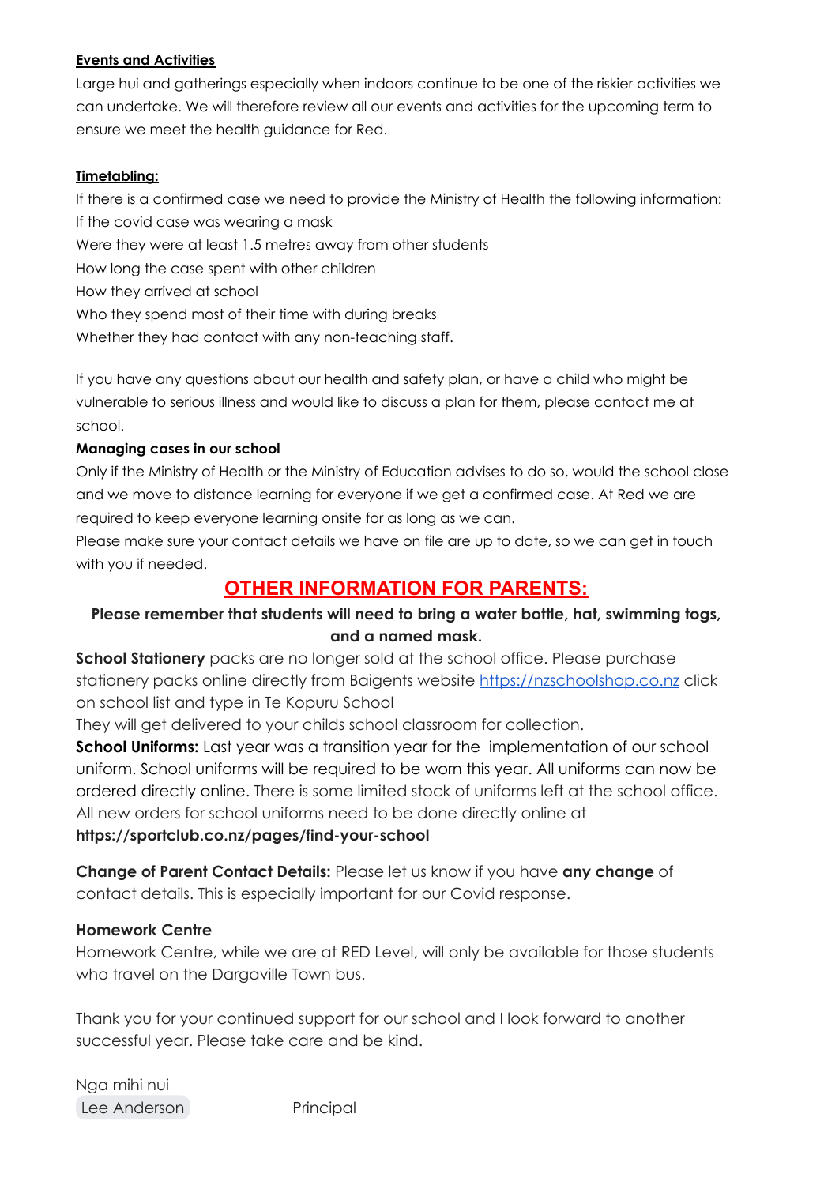**Events and Activities**

Large hui and gatherings especially when indoors continue to be one of the riskier activities we can undertake. We will therefore review all our events and activities for the upcoming term to ensure we meet the health guidance for Red.

**Timetabling:**

If there is a confirmed case we need to provide the Ministry of Health the following information:
If the covid case was wearing a mask
Were they were at least 1.5 metres away from other students
How long the case spent with other children
How they arrived at school
Who they spend most of their time with during breaks
Whether they had contact with any non-teaching staff.

If you have any questions about our health and safety plan, or have a child who might be vulnerable to serious illness and would like to discuss a plan for them, please contact me at school.

**Managing cases in our school**

Only if the Ministry of Health or the Ministry of Education advises to do so, would the school close and we move to distance learning for everyone if we get a confirmed case. At Red we are required to keep everyone learning onsite for as long as we can.
Please make sure your contact details we have on file are up to date, so we can get in touch with you if needed.

## OTHER INFORMATION FOR PARENTS:

**Please remember that students will need to bring a water bottle, hat, swimming togs, and a named mask.**

**School Stationery** packs are no longer sold at the school office. Please purchase stationery packs online directly from Baigents website https://nzschoolshop.co.nz click on school list and type in Te Kopuru School
They will get delivered to your childs school classroom for collection.

**School Uniforms:** Last year was a transition year for the implementation of our school uniform. School uniforms will be required to be worn this year. All uniforms can now be ordered directly online. There is some limited stock of uniforms left at the school office. All new orders for school uniforms need to be done directly online at
**https://sportclub.co.nz/pages/find-your-school**

**Change of Parent Contact Details:** Please let us know if you have **any change** of contact details. This is especially important for our Covid response.

**Homework Centre**

Homework Centre, while we are at RED Level, will only be available for those students who travel on the Dargaville Town bus.

Thank you for your continued support for our school and I look forward to another successful year. Please take care and be kind.

Nga mihi nui
Lee Anderson Principal